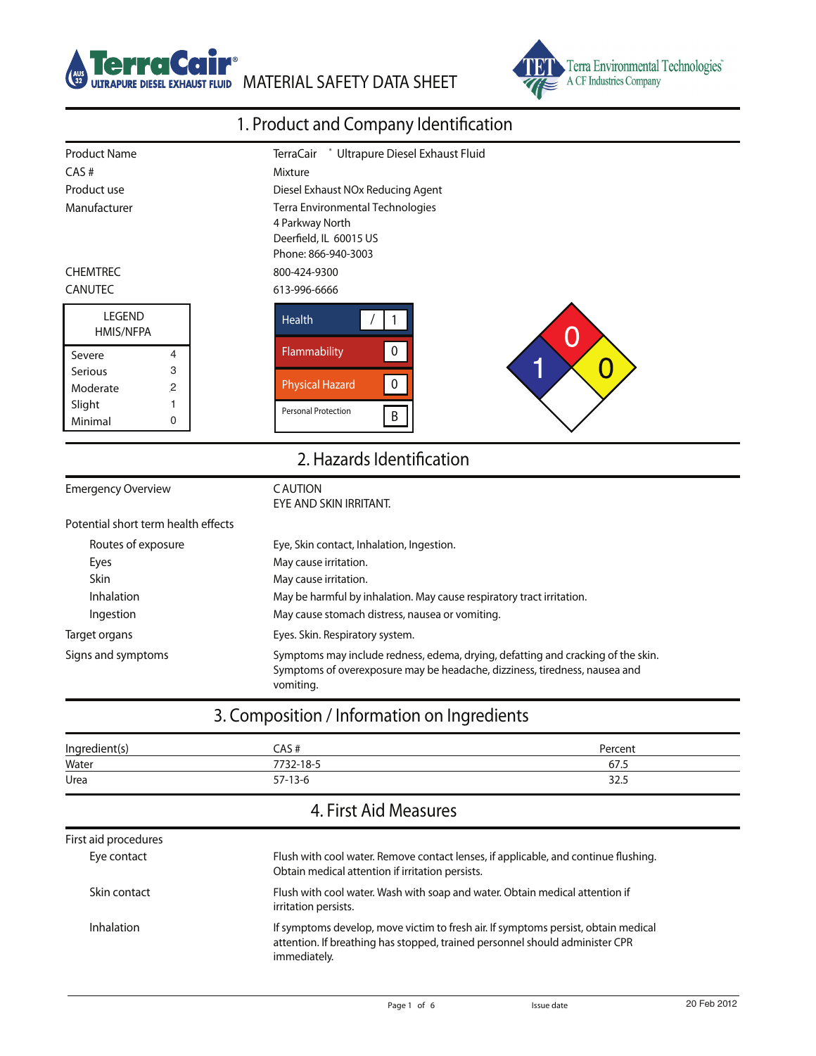TerraCair® ULTRAPURE DIESEL EXHAUST FLUID — MATERIAL SAFETY DATA SHEET

Terra Environmental Technologies — A CF Industries Company

# 1. Product and Company Identification

| | |
|---|---|
| Product Name | TerraCair ® Ultrapure Diesel Exhaust Fluid |
| CAS # | Mixture |
| Product use | Diesel Exhaust NOx Reducing Agent |
| Manufacturer | Terra Environmental Technologies<br>4 Parkway North<br>Deerfield, IL 60015 US<br>Phone: 866-940-3003 |
| CHEMTREC | 800-424-9300 |
| CANUTEC | 613-996-6666 |

| LEGEND HMIS/NFPA | |
|---|---|
| Severe | 4 |
| Serious | 3 |
| Moderate | 2 |
| Slight | 1 |
| Minimal | 0 |

| HMIS | |
|---|---|
| Health | / 1 |
| Flammability | 0 |
| Physical Hazard | 0 |
| Personal Protection | B |

NFPA: Health 1, Flammability 0, Instability 0

# 2. Hazards Identification

| | |
|---|---|
| Emergency Overview | CAUTION<br>EYE AND SKIN IRRITANT. |
| Potential short term health effects | |
| Routes of exposure | Eye, Skin contact, Inhalation, Ingestion. |
| Eyes | May cause irritation. |
| Skin | May cause irritation. |
| Inhalation | May be harmful by inhalation. May cause respiratory tract irritation. |
| Ingestion | May cause stomach distress, nausea or vomiting. |
| Target organs | Eyes. Skin. Respiratory system. |
| Signs and symptoms | Symptoms may include redness, edema, drying, defatting and cracking of the skin. Symptoms of overexposure may be headache, dizziness, tiredness, nausea and vomiting. |

# 3. Composition / Information on Ingredients

| Ingredient(s) | CAS # | Percent |
|---|---|---|
| Water | 7732-18-5 | 67.5 |
| Urea | 57-13-6 | 32.5 |

# 4. First Aid Measures

| | |
|---|---|
| First aid procedures | |
| Eye contact | Flush with cool water. Remove contact lenses, if applicable, and continue flushing. Obtain medical attention if irritation persists. |
| Skin contact | Flush with cool water. Wash with soap and water. Obtain medical attention if irritation persists. |
| Inhalation | If symptoms develop, move victim to fresh air. If symptoms persist, obtain medical attention. If breathing has stopped, trained personnel should administer CPR immediately. |

Issue date 20 Feb 2012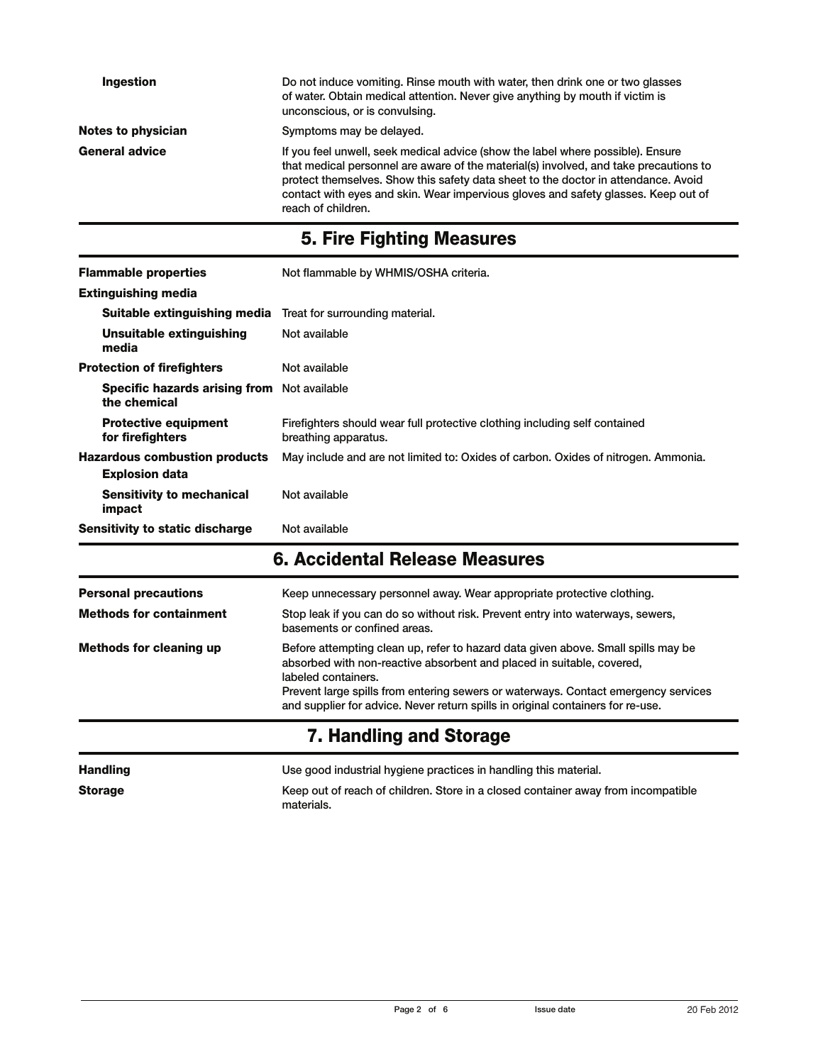| | |
|---|---|
| **Ingestion** | Do not induce vomiting. Rinse mouth with water, then drink one or two glasses of water. Obtain medical attention. Never give anything by mouth if victim is unconscious, or is convulsing. |
| **Notes to physician** | Symptoms may be delayed. |
| **General advice** | If you feel unwell, seek medical advice (show the label where possible). Ensure that medical personnel are aware of the material(s) involved, and take precautions to protect themselves. Show this safety data sheet to the doctor in attendance. Avoid contact with eyes and skin. Wear impervious gloves and safety glasses. Keep out of reach of children. |

## 5. Fire Fighting Measures

| | |
|---|---|
| **Flammable properties** | Not flammable by WHMIS/OSHA criteria. |
| **Extinguishing media** | |
| **Suitable extinguishing media** | Treat for surrounding material. |
| **Unsuitable extinguishing media** | Not available |
| **Protection of firefighters** | Not available |
| **Specific hazards arising from the chemical** | Not available |
| **Protective equipment for firefighters** | Firefighters should wear full protective clothing including self contained breathing apparatus. |
| **Hazardous combustion products** | May include and are not limited to: Oxides of carbon. Oxides of nitrogen. Ammonia. |
| **Explosion data** | |
| **Sensitivity to mechanical impact** | Not available |
| **Sensitivity to static discharge** | Not available |

## 6. Accidental Release Measures

| | |
|---|---|
| **Personal precautions** | Keep unnecessary personnel away. Wear appropriate protective clothing. |
| **Methods for containment** | Stop leak if you can do so without risk. Prevent entry into waterways, sewers, basements or confined areas. |
| **Methods for cleaning up** | Before attempting clean up, refer to hazard data given above. Small spills may be absorbed with non-reactive absorbent and placed in suitable, covered, labeled containers.<br>Prevent large spills from entering sewers or waterways. Contact emergency services and supplier for advice. Never return spills in original containers for re-use. |

## 7. Handling and Storage

| | |
|---|---|
| **Handling** | Use good industrial hygiene practices in handling this material. |
| **Storage** | Keep out of reach of children. Store in a closed container away from incompatible materials. |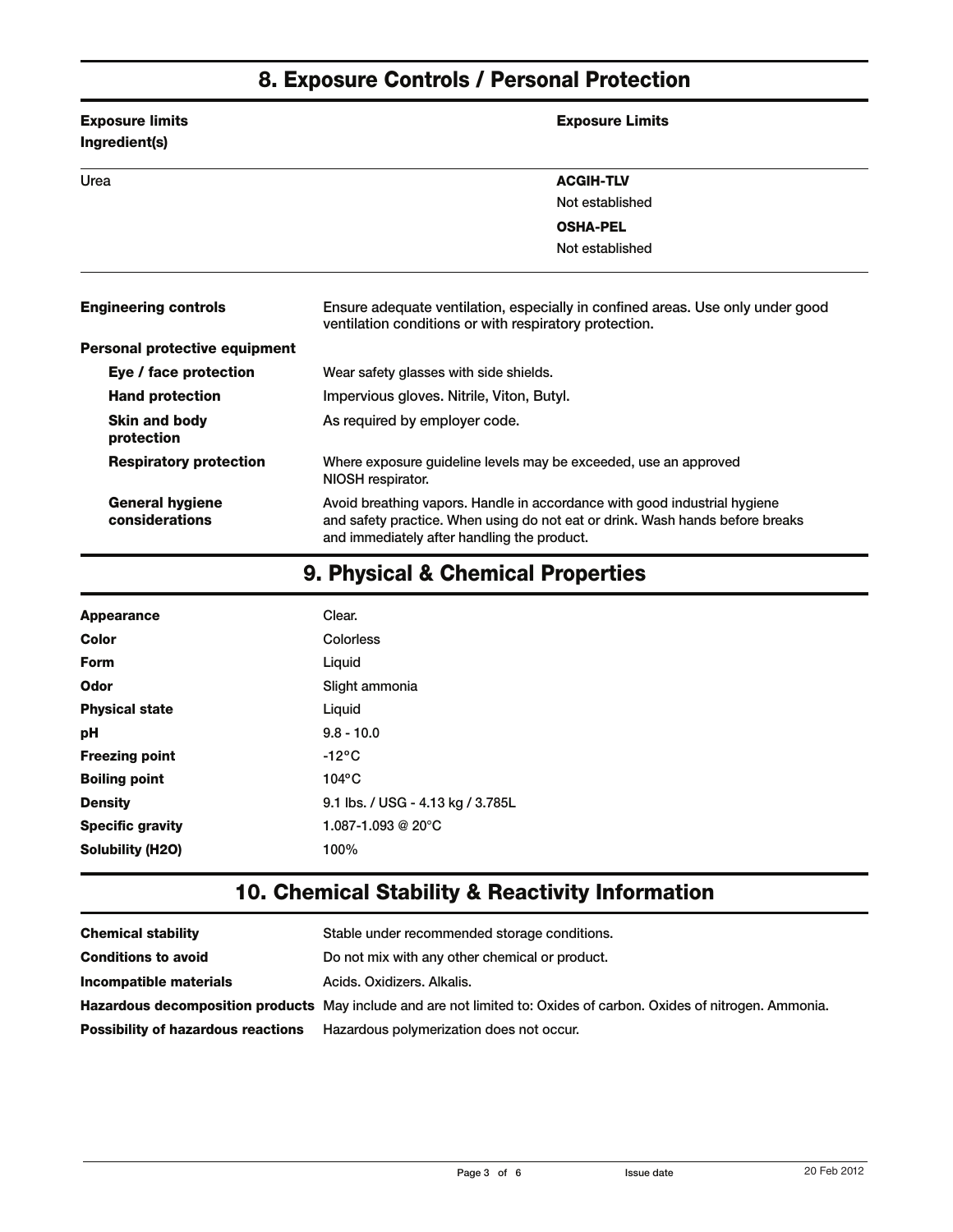## 8. Exposure Controls / Personal Protection

| Exposure limits Ingredient(s) | Exposure Limits |
|---|---|
| Urea | **ACGIH-TLV**<br>Not established<br>**OSHA-PEL**<br>Not established |

**Engineering controls** Ensure adequate ventilation, especially in confined areas. Use only under good ventilation conditions or with respiratory protection.

**Personal protective equipment**

- **Eye / face protection** Wear safety glasses with side shields.
- **Hand protection** Impervious gloves. Nitrile, Viton, Butyl.
- **Skin and body protection** As required by employer code.
- **Respiratory protection** Where exposure guideline levels may be exceeded, use an approved NIOSH respirator.
- **General hygiene considerations** Avoid breathing vapors. Handle in accordance with good industrial hygiene and safety practice. When using do not eat or drink. Wash hands before breaks and immediately after handling the product.

## 9. Physical & Chemical Properties

| | |
|---|---|
| **Appearance** | Clear. |
| **Color** | Colorless |
| **Form** | Liquid |
| **Odor** | Slight ammonia |
| **Physical state** | Liquid |
| **pH** | 9.8 - 10.0 |
| **Freezing point** | -12°C |
| **Boiling point** | 104°C |
| **Density** | 9.1 lbs. / USG - 4.13 kg / 3.785L |
| **Specific gravity** | 1.087-1.093 @ 20°C |
| **Solubility (H2O)** | 100% |

## 10. Chemical Stability & Reactivity Information

| | |
|---|---|
| **Chemical stability** | Stable under recommended storage conditions. |
| **Conditions to avoid** | Do not mix with any other chemical or product. |
| **Incompatible materials** | Acids. Oxidizers. Alkalis. |
| **Hazardous decomposition products** | May include and are not limited to: Oxides of carbon. Oxides of nitrogen. Ammonia. |
| **Possibility of hazardous reactions** | Hazardous polymerization does not occur. |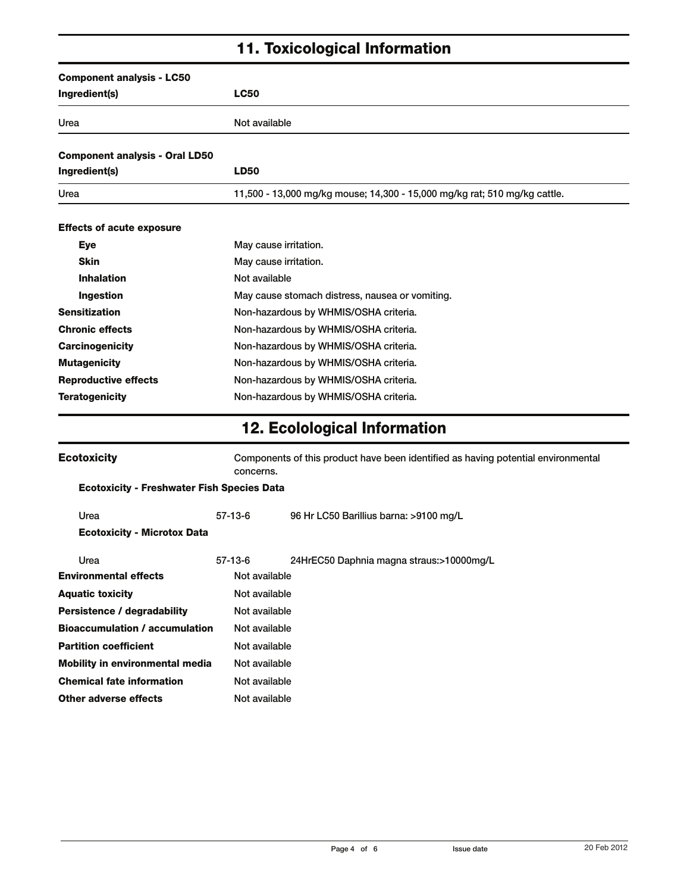## 11. Toxicological Information

**Component analysis - LC50**

| Ingredient(s) | LC50 |
| --- | --- |
| Urea | Not available |

**Component analysis - Oral LD50**

| Ingredient(s) | LD50 |
| --- | --- |
| Urea | 11,500 - 13,000 mg/kg mouse; 14,300 - 15,000 mg/kg rat; 510 mg/kg cattle. |

**Effects of acute exposure**

| | |
| --- | --- |
| **Eye** | May cause irritation. |
| **Skin** | May cause irritation. |
| **Inhalation** | Not available |
| **Ingestion** | May cause stomach distress, nausea or vomiting. |
| **Sensitization** | Non-hazardous by WHMIS/OSHA criteria. |
| **Chronic effects** | Non-hazardous by WHMIS/OSHA criteria. |
| **Carcinogenicity** | Non-hazardous by WHMIS/OSHA criteria. |
| **Mutagenicity** | Non-hazardous by WHMIS/OSHA criteria. |
| **Reproductive effects** | Non-hazardous by WHMIS/OSHA criteria. |
| **Teratogenicity** | Non-hazardous by WHMIS/OSHA criteria. |

## 12. Ecolological Information

**Ecotoxicity** Components of this product have been identified as having potential environmental concerns.

**Ecotoxicity - Freshwater Fish Species Data**

| | | |
| --- | --- | --- |
| Urea | 57-13-6 | 96 Hr LC50 Barillius barna: >9100 mg/L |

**Ecotoxicity - Microtox Data**

| | | |
| --- | --- | --- |
| Urea | 57-13-6 | 24HrEC50 Daphnia magna straus:>10000mg/L |

| | |
| --- | --- |
| **Environmental effects** | Not available |
| **Aquatic toxicity** | Not available |
| **Persistence / degradability** | Not available |
| **Bioaccumulation / accumulation** | Not available |
| **Partition coefficient** | Not available |
| **Mobility in environmental media** | Not available |
| **Chemical fate information** | Not available |
| **Other adverse effects** | Not available |

Issue date 20 Feb 2012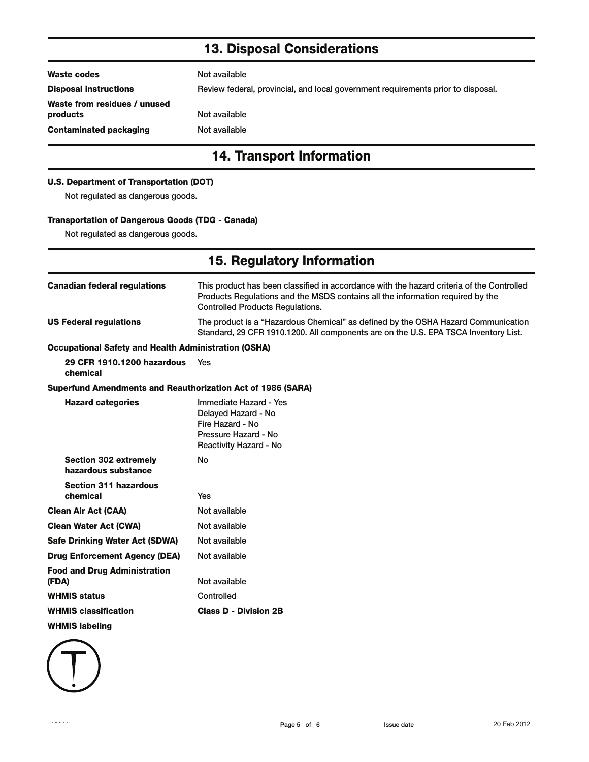## 13. Disposal Considerations

| | |
|---|---|
| **Waste codes** | Not available |
| **Disposal instructions** | Review federal, provincial, and local government requirements prior to disposal. |
| **Waste from residues / unused products** | Not available |
| **Contaminated packaging** | Not available |

## 14. Transport Information

**U.S. Department of Transportation (DOT)**

Not regulated as dangerous goods.

**Transportation of Dangerous Goods (TDG - Canada)**

Not regulated as dangerous goods.

## 15. Regulatory Information

**Canadian federal regulations**: This product has been classified in accordance with the hazard criteria of the Controlled Products Regulations and the MSDS contains all the information required by the Controlled Products Regulations.

**US Federal regulations**: The product is a “Hazardous Chemical” as defined by the OSHA Hazard Communication Standard, 29 CFR 1910.1200. All components are on the U.S. EPA TSCA Inventory List.

**Occupational Safety and Health Administration (OSHA)**

**29 CFR 1910.1200 hazardous chemical**: Yes

**Superfund Amendments and Reauthorization Act of 1986 (SARA)**

**Hazard categories**:
Immediate Hazard - Yes
Delayed Hazard - No
Fire Hazard - No
Pressure Hazard - No
Reactivity Hazard - No

**Section 302 extremely hazardous substance**: No

**Section 311 hazardous chemical**: Yes

| | |
|---|---|
| **Clean Air Act (CAA)** | Not available |
| **Clean Water Act (CWA)** | Not available |
| **Safe Drinking Water Act (SDWA)** | Not available |
| **Drug Enforcement Agency (DEA)** | Not available |
| **Food and Drug Administration (FDA)** | Not available |
| **WHMIS status** | Controlled |
| **WHMIS classification** | **Class D - Division 2B** |

**WHMIS labeling**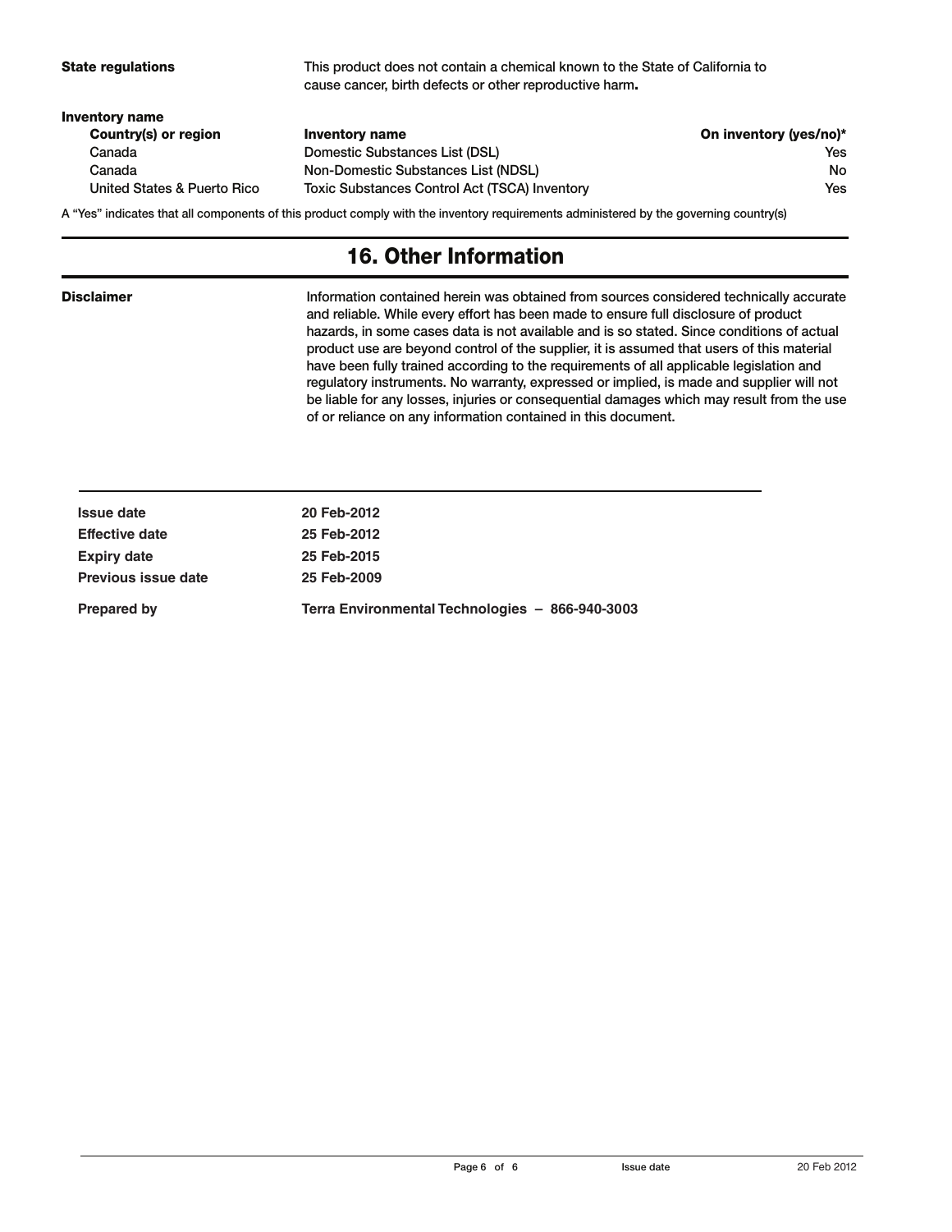**State regulations** This product does not contain a chemical known to the State of California to cause cancer, birth defects or other reproductive harm**.**

**Inventory name**

| Country(s) or region | Inventory name | On inventory (yes/no)* |
|---|---|---|
| Canada | Domestic Substances List (DSL) | Yes |
| Canada | Non-Domestic Substances List (NDSL) | No |
| United States & Puerto Rico | Toxic Substances Control Act (TSCA) Inventory | Yes |

A "Yes" indicates that all components of this product comply with the inventory requirements administered by the governing country(s)

## 16. Other Information

**Disclaimer** Information contained herein was obtained from sources considered technically accurate and reliable. While every effort has been made to ensure full disclosure of product hazards, in some cases data is not available and is so stated. Since conditions of actual product use are beyond control of the supplier, it is assumed that users of this material have been fully trained according to the requirements of all applicable legislation and regulatory instruments. No warranty, expressed or implied, is made and supplier will not be liable for any losses, injuries or consequential damages which may result from the use of or reliance on any information contained in this document.

| | |
|---|---|
| **Issue date** | **20 Feb-2012** |
| **Effective date** | **25 Feb-2012** |
| **Expiry date** | **25 Feb-2015** |
| **Previous issue date** | **25 Feb-2009** |
| **Prepared by** | **Terra Environmental Technologies – 866-940-3003** |